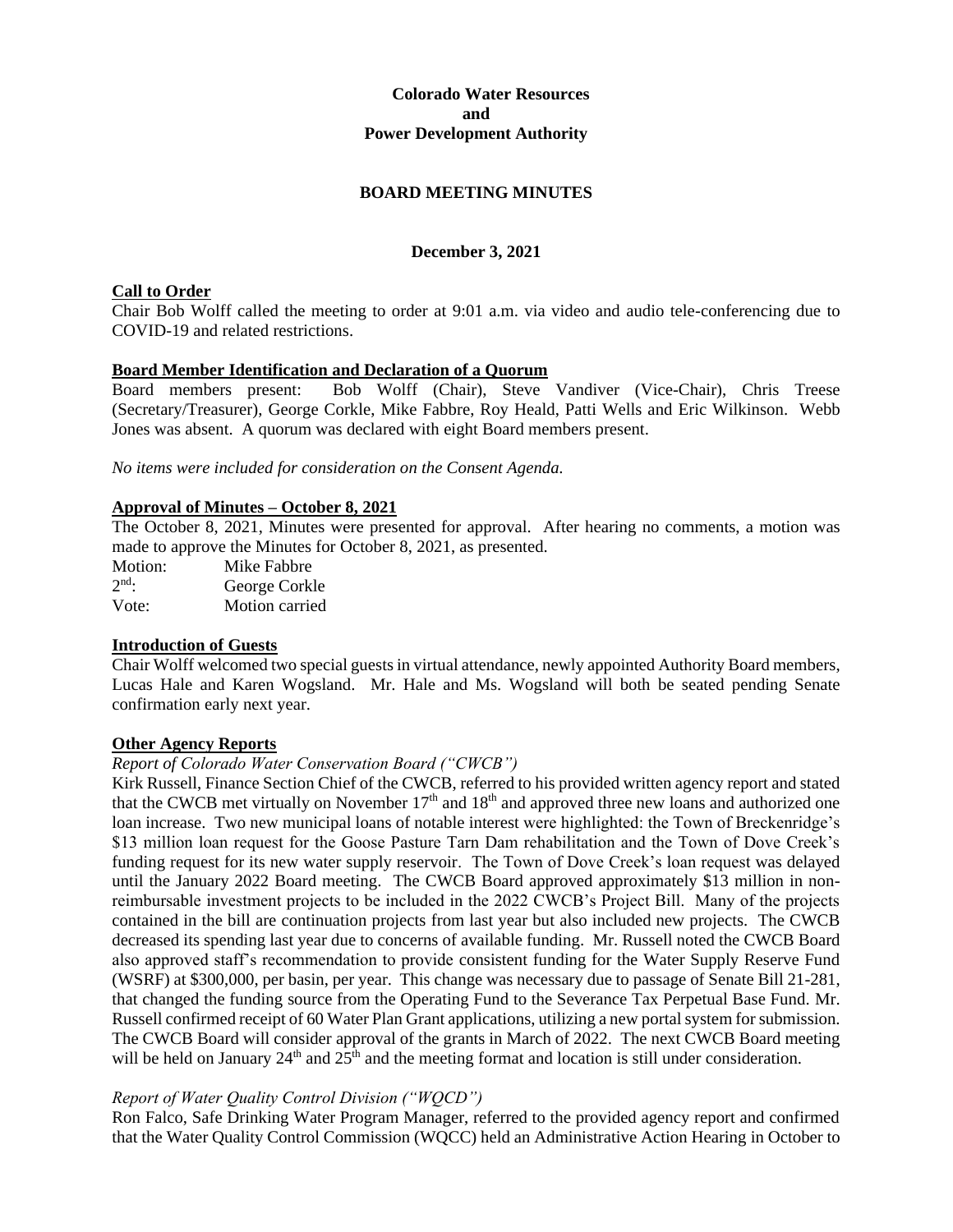**Colorado Water Resources and Power Development Authority**

# BOARD MEETING MINUTES

**December 3, 2021**

## Call to Order

Chair Bob Wolff called the meeting to order at 9:01 a.m. via video and audio tele-conferencing due to COVID-19 and related restrictions.

## Board Member Identification and Declaration of a Quorum

Board members present: Bob Wolff (Chair), Steve Vandiver (Vice-Chair), Chris Treese (Secretary/Treasurer), George Corkle, Mike Fabbre, Roy Heald, Patti Wells and Eric Wilkinson. Webb Jones was absent. A quorum was declared with eight Board members present.

*No items were included for consideration on the Consent Agenda.*

## Approval of Minutes – October 8, 2021

The October 8, 2021, Minutes were presented for approval. After hearing no comments, a motion was made to approve the Minutes for October 8, 2021, as presented.

Motion: Mike Fabbre
2nd: George Corkle
Vote: Motion carried

## Introduction of Guests

Chair Wolff welcomed two special guests in virtual attendance, newly appointed Authority Board members, Lucas Hale and Karen Wogsland. Mr. Hale and Ms. Wogsland will both be seated pending Senate confirmation early next year.

## Other Agency Reports

*Report of Colorado Water Conservation Board ("CWCB")*

Kirk Russell, Finance Section Chief of the CWCB, referred to his provided written agency report and stated that the CWCB met virtually on November 17th and 18th and approved three new loans and authorized one loan increase. Two new municipal loans of notable interest were highlighted: the Town of Breckenridge's \$13 million loan request for the Goose Pasture Tarn Dam rehabilitation and the Town of Dove Creek's funding request for its new water supply reservoir. The Town of Dove Creek's loan request was delayed until the January 2022 Board meeting. The CWCB Board approved approximately \$13 million in non-reimbursable investment projects to be included in the 2022 CWCB's Project Bill. Many of the projects contained in the bill are continuation projects from last year but also included new projects. The CWCB decreased its spending last year due to concerns of available funding. Mr. Russell noted the CWCB Board also approved staff's recommendation to provide consistent funding for the Water Supply Reserve Fund (WSRF) at \$300,000, per basin, per year. This change was necessary due to passage of Senate Bill 21-281, that changed the funding source from the Operating Fund to the Severance Tax Perpetual Base Fund. Mr. Russell confirmed receipt of 60 Water Plan Grant applications, utilizing a new portal system for submission. The CWCB Board will consider approval of the grants in March of 2022. The next CWCB Board meeting will be held on January 24th and 25th and the meeting format and location is still under consideration.

*Report of Water Quality Control Division ("WQCD")*

Ron Falco, Safe Drinking Water Program Manager, referred to the provided agency report and confirmed that the Water Quality Control Commission (WQCC) held an Administrative Action Hearing in October to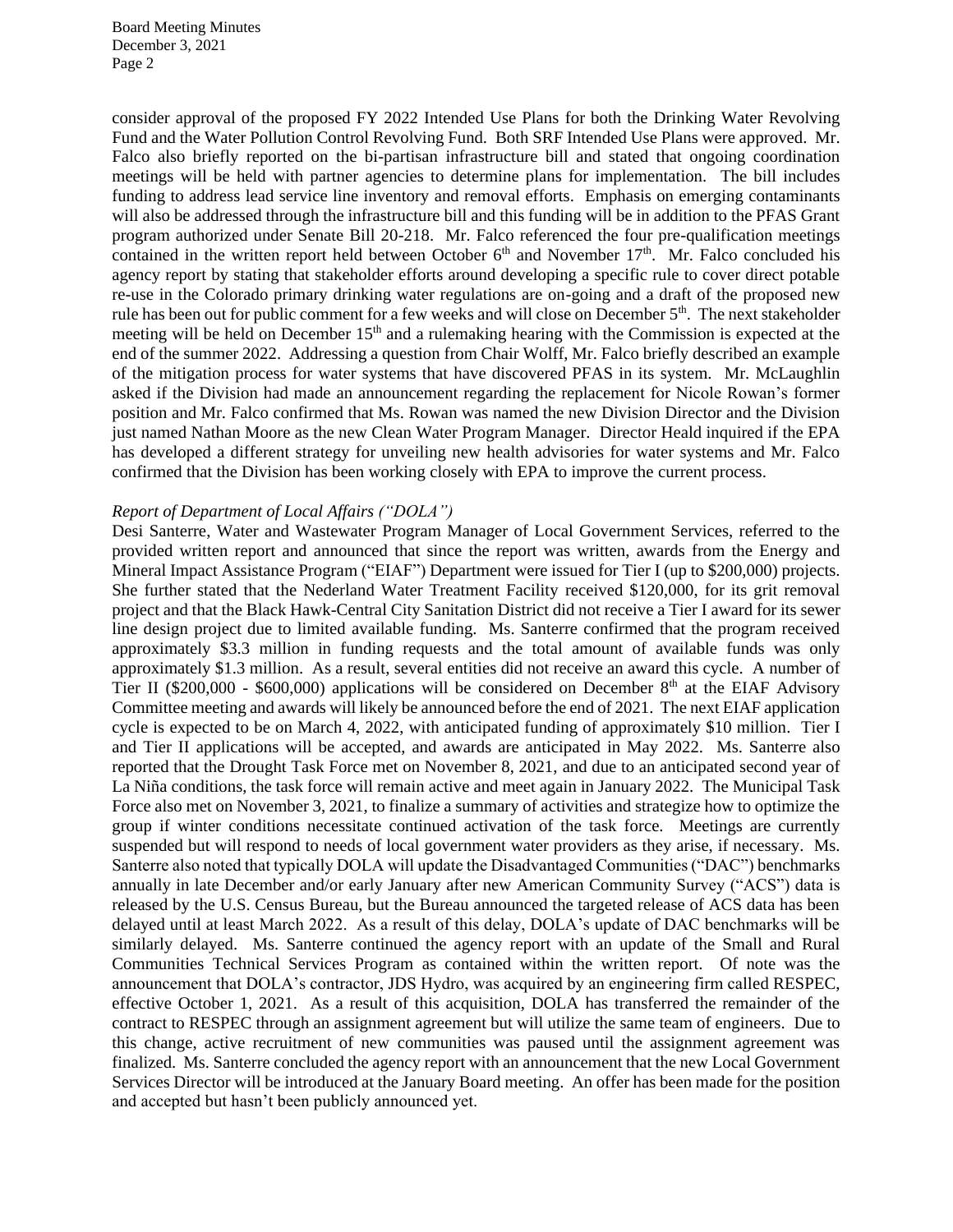consider approval of the proposed FY 2022 Intended Use Plans for both the Drinking Water Revolving Fund and the Water Pollution Control Revolving Fund. Both SRF Intended Use Plans were approved. Mr. Falco also briefly reported on the bi-partisan infrastructure bill and stated that ongoing coordination meetings will be held with partner agencies to determine plans for implementation. The bill includes funding to address lead service line inventory and removal efforts. Emphasis on emerging contaminants will also be addressed through the infrastructure bill and this funding will be in addition to the PFAS Grant program authorized under Senate Bill 20-218. Mr. Falco referenced the four pre-qualification meetings contained in the written report held between October 6th and November 17th. Mr. Falco concluded his agency report by stating that stakeholder efforts around developing a specific rule to cover direct potable re-use in the Colorado primary drinking water regulations are on-going and a draft of the proposed new rule has been out for public comment for a few weeks and will close on December 5th. The next stakeholder meeting will be held on December 15th and a rulemaking hearing with the Commission is expected at the end of the summer 2022. Addressing a question from Chair Wolff, Mr. Falco briefly described an example of the mitigation process for water systems that have discovered PFAS in its system. Mr. McLaughlin asked if the Division had made an announcement regarding the replacement for Nicole Rowan's former position and Mr. Falco confirmed that Ms. Rowan was named the new Division Director and the Division just named Nathan Moore as the new Clean Water Program Manager. Director Heald inquired if the EPA has developed a different strategy for unveiling new health advisories for water systems and Mr. Falco confirmed that the Division has been working closely with EPA to improve the current process.

*Report of Department of Local Affairs ("DOLA")*

Desi Santerre, Water and Wastewater Program Manager of Local Government Services, referred to the provided written report and announced that since the report was written, awards from the Energy and Mineral Impact Assistance Program ("EIAF") Department were issued for Tier I (up to $200,000) projects. She further stated that the Nederland Water Treatment Facility received $120,000, for its grit removal project and that the Black Hawk-Central City Sanitation District did not receive a Tier I award for its sewer line design project due to limited available funding. Ms. Santerre confirmed that the program received approximately $3.3 million in funding requests and the total amount of available funds was only approximately $1.3 million. As a result, several entities did not receive an award this cycle. A number of Tier II ($200,000 - $600,000) applications will be considered on December 8th at the EIAF Advisory Committee meeting and awards will likely be announced before the end of 2021. The next EIAF application cycle is expected to be on March 4, 2022, with anticipated funding of approximately $10 million. Tier I and Tier II applications will be accepted, and awards are anticipated in May 2022. Ms. Santerre also reported that the Drought Task Force met on November 8, 2021, and due to an anticipated second year of La Niña conditions, the task force will remain active and meet again in January 2022. The Municipal Task Force also met on November 3, 2021, to finalize a summary of activities and strategize how to optimize the group if winter conditions necessitate continued activation of the task force. Meetings are currently suspended but will respond to needs of local government water providers as they arise, if necessary. Ms. Santerre also noted that typically DOLA will update the Disadvantaged Communities ("DAC") benchmarks annually in late December and/or early January after new American Community Survey ("ACS") data is released by the U.S. Census Bureau, but the Bureau announced the targeted release of ACS data has been delayed until at least March 2022. As a result of this delay, DOLA's update of DAC benchmarks will be similarly delayed. Ms. Santerre continued the agency report with an update of the Small and Rural Communities Technical Services Program as contained within the written report. Of note was the announcement that DOLA's contractor, JDS Hydro, was acquired by an engineering firm called RESPEC, effective October 1, 2021. As a result of this acquisition, DOLA has transferred the remainder of the contract to RESPEC through an assignment agreement but will utilize the same team of engineers. Due to this change, active recruitment of new communities was paused until the assignment agreement was finalized. Ms. Santerre concluded the agency report with an announcement that the new Local Government Services Director will be introduced at the January Board meeting. An offer has been made for the position and accepted but hasn't been publicly announced yet.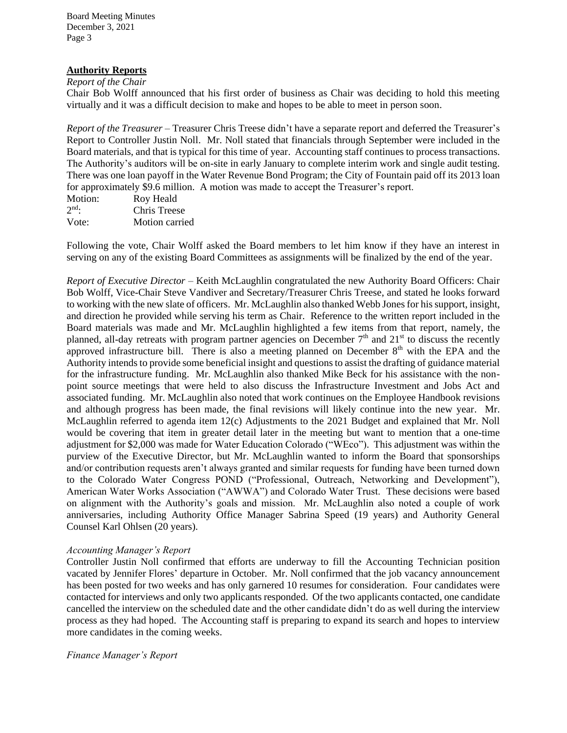## Authority Reports

*Report of the Chair*

Chair Bob Wolff announced that his first order of business as Chair was deciding to hold this meeting virtually and it was a difficult decision to make and hopes to be able to meet in person soon.

*Report of the Treasurer* – Treasurer Chris Treese didn't have a separate report and deferred the Treasurer's Report to Controller Justin Noll. Mr. Noll stated that financials through September were included in the Board materials, and that is typical for this time of year. Accounting staff continues to process transactions. The Authority's auditors will be on-site in early January to complete interim work and single audit testing. There was one loan payoff in the Water Revenue Bond Program; the City of Fountain paid off its 2013 loan for approximately $9.6 million. A motion was made to accept the Treasurer's report.

Motion: Roy Heald
2nd: Chris Treese
Vote: Motion carried

Following the vote, Chair Wolff asked the Board members to let him know if they have an interest in serving on any of the existing Board Committees as assignments will be finalized by the end of the year.

*Report of Executive Director* – Keith McLaughlin congratulated the new Authority Board Officers: Chair Bob Wolff, Vice-Chair Steve Vandiver and Secretary/Treasurer Chris Treese, and stated he looks forward to working with the new slate of officers. Mr. McLaughlin also thanked Webb Jones for his support, insight, and direction he provided while serving his term as Chair. Reference to the written report included in the Board materials was made and Mr. McLaughlin highlighted a few items from that report, namely, the planned, all-day retreats with program partner agencies on December 7th and 21st to discuss the recently approved infrastructure bill. There is also a meeting planned on December 8th with the EPA and the Authority intends to provide some beneficial insight and questions to assist the drafting of guidance material for the infrastructure funding. Mr. McLaughlin also thanked Mike Beck for his assistance with the non-point source meetings that were held to also discuss the Infrastructure Investment and Jobs Act and associated funding. Mr. McLaughlin also noted that work continues on the Employee Handbook revisions and although progress has been made, the final revisions will likely continue into the new year. Mr. McLaughlin referred to agenda item 12(c) Adjustments to the 2021 Budget and explained that Mr. Noll would be covering that item in greater detail later in the meeting but want to mention that a one-time adjustment for $2,000 was made for Water Education Colorado ("WEco"). This adjustment was within the purview of the Executive Director, but Mr. McLaughlin wanted to inform the Board that sponsorships and/or contribution requests aren't always granted and similar requests for funding have been turned down to the Colorado Water Congress POND ("Professional, Outreach, Networking and Development"), American Water Works Association ("AWWA") and Colorado Water Trust. These decisions were based on alignment with the Authority's goals and mission. Mr. McLaughlin also noted a couple of work anniversaries, including Authority Office Manager Sabrina Speed (19 years) and Authority General Counsel Karl Ohlsen (20 years).

*Accounting Manager's Report*

Controller Justin Noll confirmed that efforts are underway to fill the Accounting Technician position vacated by Jennifer Flores' departure in October. Mr. Noll confirmed that the job vacancy announcement has been posted for two weeks and has only garnered 10 resumes for consideration. Four candidates were contacted for interviews and only two applicants responded. Of the two applicants contacted, one candidate cancelled the interview on the scheduled date and the other candidate didn't do as well during the interview process as they had hoped. The Accounting staff is preparing to expand its search and hopes to interview more candidates in the coming weeks.

*Finance Manager's Report*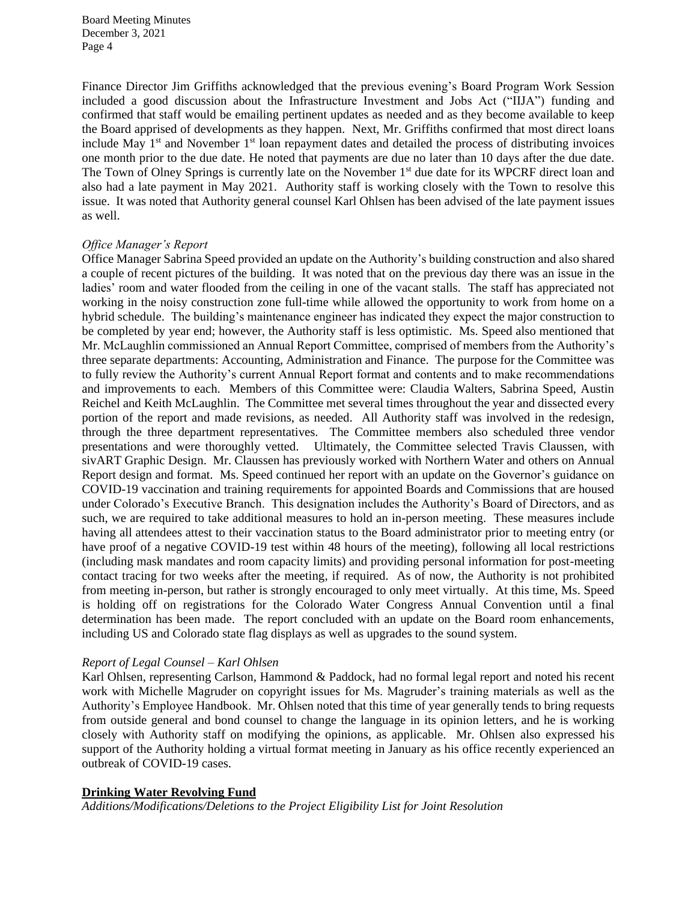Finance Director Jim Griffiths acknowledged that the previous evening's Board Program Work Session included a good discussion about the Infrastructure Investment and Jobs Act ("IIJA") funding and confirmed that staff would be emailing pertinent updates as needed and as they become available to keep the Board apprised of developments as they happen. Next, Mr. Griffiths confirmed that most direct loans include May 1st and November 1st loan repayment dates and detailed the process of distributing invoices one month prior to the due date. He noted that payments are due no later than 10 days after the due date. The Town of Olney Springs is currently late on the November 1st due date for its WPCRF direct loan and also had a late payment in May 2021. Authority staff is working closely with the Town to resolve this issue. It was noted that Authority general counsel Karl Ohlsen has been advised of the late payment issues as well.

*Office Manager's Report*

Office Manager Sabrina Speed provided an update on the Authority's building construction and also shared a couple of recent pictures of the building. It was noted that on the previous day there was an issue in the ladies' room and water flooded from the ceiling in one of the vacant stalls. The staff has appreciated not working in the noisy construction zone full-time while allowed the opportunity to work from home on a hybrid schedule. The building's maintenance engineer has indicated they expect the major construction to be completed by year end; however, the Authority staff is less optimistic. Ms. Speed also mentioned that Mr. McLaughlin commissioned an Annual Report Committee, comprised of members from the Authority's three separate departments: Accounting, Administration and Finance. The purpose for the Committee was to fully review the Authority's current Annual Report format and contents and to make recommendations and improvements to each. Members of this Committee were: Claudia Walters, Sabrina Speed, Austin Reichel and Keith McLaughlin. The Committee met several times throughout the year and dissected every portion of the report and made revisions, as needed. All Authority staff was involved in the redesign, through the three department representatives. The Committee members also scheduled three vendor presentations and were thoroughly vetted. Ultimately, the Committee selected Travis Claussen, with sivART Graphic Design. Mr. Claussen has previously worked with Northern Water and others on Annual Report design and format. Ms. Speed continued her report with an update on the Governor's guidance on COVID-19 vaccination and training requirements for appointed Boards and Commissions that are housed under Colorado's Executive Branch. This designation includes the Authority's Board of Directors, and as such, we are required to take additional measures to hold an in-person meeting. These measures include having all attendees attest to their vaccination status to the Board administrator prior to meeting entry (or have proof of a negative COVID-19 test within 48 hours of the meeting), following all local restrictions (including mask mandates and room capacity limits) and providing personal information for post-meeting contact tracing for two weeks after the meeting, if required. As of now, the Authority is not prohibited from meeting in-person, but rather is strongly encouraged to only meet virtually. At this time, Ms. Speed is holding off on registrations for the Colorado Water Congress Annual Convention until a final determination has been made. The report concluded with an update on the Board room enhancements, including US and Colorado state flag displays as well as upgrades to the sound system.

*Report of Legal Counsel – Karl Ohlsen*

Karl Ohlsen, representing Carlson, Hammond & Paddock, had no formal legal report and noted his recent work with Michelle Magruder on copyright issues for Ms. Magruder's training materials as well as the Authority's Employee Handbook. Mr. Ohlsen noted that this time of year generally tends to bring requests from outside general and bond counsel to change the language in its opinion letters, and he is working closely with Authority staff on modifying the opinions, as applicable. Mr. Ohlsen also expressed his support of the Authority holding a virtual format meeting in January as his office recently experienced an outbreak of COVID-19 cases.

## Drinking Water Revolving Fund

*Additions/Modifications/Deletions to the Project Eligibility List for Joint Resolution*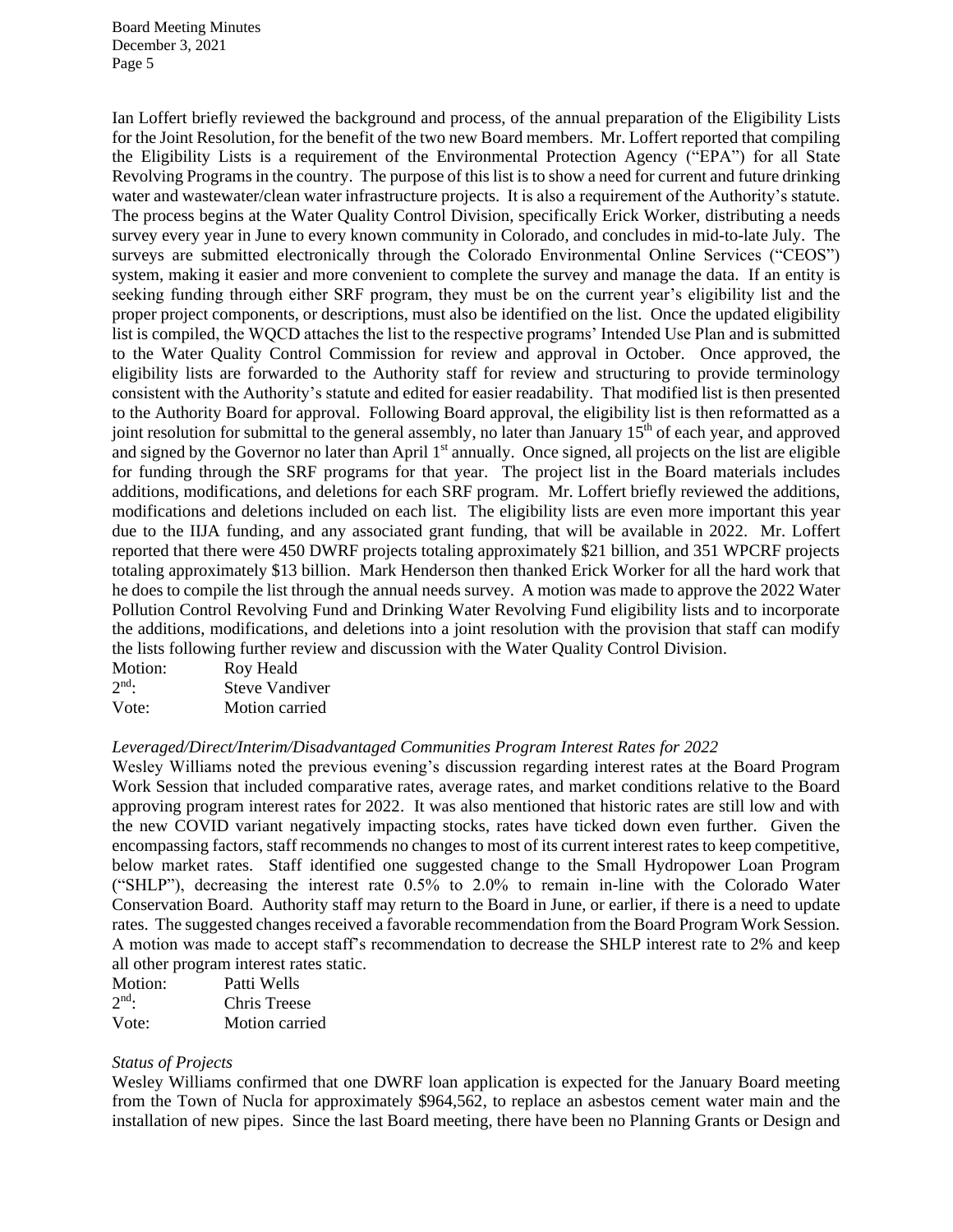Ian Loffert briefly reviewed the background and process, of the annual preparation of the Eligibility Lists for the Joint Resolution, for the benefit of the two new Board members. Mr. Loffert reported that compiling the Eligibility Lists is a requirement of the Environmental Protection Agency ("EPA") for all State Revolving Programs in the country. The purpose of this list is to show a need for current and future drinking water and wastewater/clean water infrastructure projects. It is also a requirement of the Authority's statute. The process begins at the Water Quality Control Division, specifically Erick Worker, distributing a needs survey every year in June to every known community in Colorado, and concludes in mid-to-late July. The surveys are submitted electronically through the Colorado Environmental Online Services ("CEOS") system, making it easier and more convenient to complete the survey and manage the data. If an entity is seeking funding through either SRF program, they must be on the current year's eligibility list and the proper project components, or descriptions, must also be identified on the list. Once the updated eligibility list is compiled, the WQCD attaches the list to the respective programs' Intended Use Plan and is submitted to the Water Quality Control Commission for review and approval in October. Once approved, the eligibility lists are forwarded to the Authority staff for review and structuring to provide terminology consistent with the Authority's statute and edited for easier readability. That modified list is then presented to the Authority Board for approval. Following Board approval, the eligibility list is then reformatted as a joint resolution for submittal to the general assembly, no later than January 15th of each year, and approved and signed by the Governor no later than April 1st annually. Once signed, all projects on the list are eligible for funding through the SRF programs for that year. The project list in the Board materials includes additions, modifications, and deletions for each SRF program. Mr. Loffert briefly reviewed the additions, modifications and deletions included on each list. The eligibility lists are even more important this year due to the IIJA funding, and any associated grant funding, that will be available in 2022. Mr. Loffert reported that there were 450 DWRF projects totaling approximately $21 billion, and 351 WPCRF projects totaling approximately $13 billion. Mark Henderson then thanked Erick Worker for all the hard work that he does to compile the list through the annual needs survey. A motion was made to approve the 2022 Water Pollution Control Revolving Fund and Drinking Water Revolving Fund eligibility lists and to incorporate the additions, modifications, and deletions into a joint resolution with the provision that staff can modify the lists following further review and discussion with the Water Quality Control Division.

Motion: Roy Heald
2nd: Steve Vandiver
Vote: Motion carried

*Leveraged/Direct/Interim/Disadvantaged Communities Program Interest Rates for 2022*

Wesley Williams noted the previous evening's discussion regarding interest rates at the Board Program Work Session that included comparative rates, average rates, and market conditions relative to the Board approving program interest rates for 2022. It was also mentioned that historic rates are still low and with the new COVID variant negatively impacting stocks, rates have ticked down even further. Given the encompassing factors, staff recommends no changes to most of its current interest rates to keep competitive, below market rates. Staff identified one suggested change to the Small Hydropower Loan Program ("SHLP"), decreasing the interest rate 0.5% to 2.0% to remain in-line with the Colorado Water Conservation Board. Authority staff may return to the Board in June, or earlier, if there is a need to update rates. The suggested changes received a favorable recommendation from the Board Program Work Session. A motion was made to accept staff's recommendation to decrease the SHLP interest rate to 2% and keep all other program interest rates static.

Motion: Patti Wells
2nd: Chris Treese
Vote: Motion carried

*Status of Projects*

Wesley Williams confirmed that one DWRF loan application is expected for the January Board meeting from the Town of Nucla for approximately $964,562, to replace an asbestos cement water main and the installation of new pipes. Since the last Board meeting, there have been no Planning Grants or Design and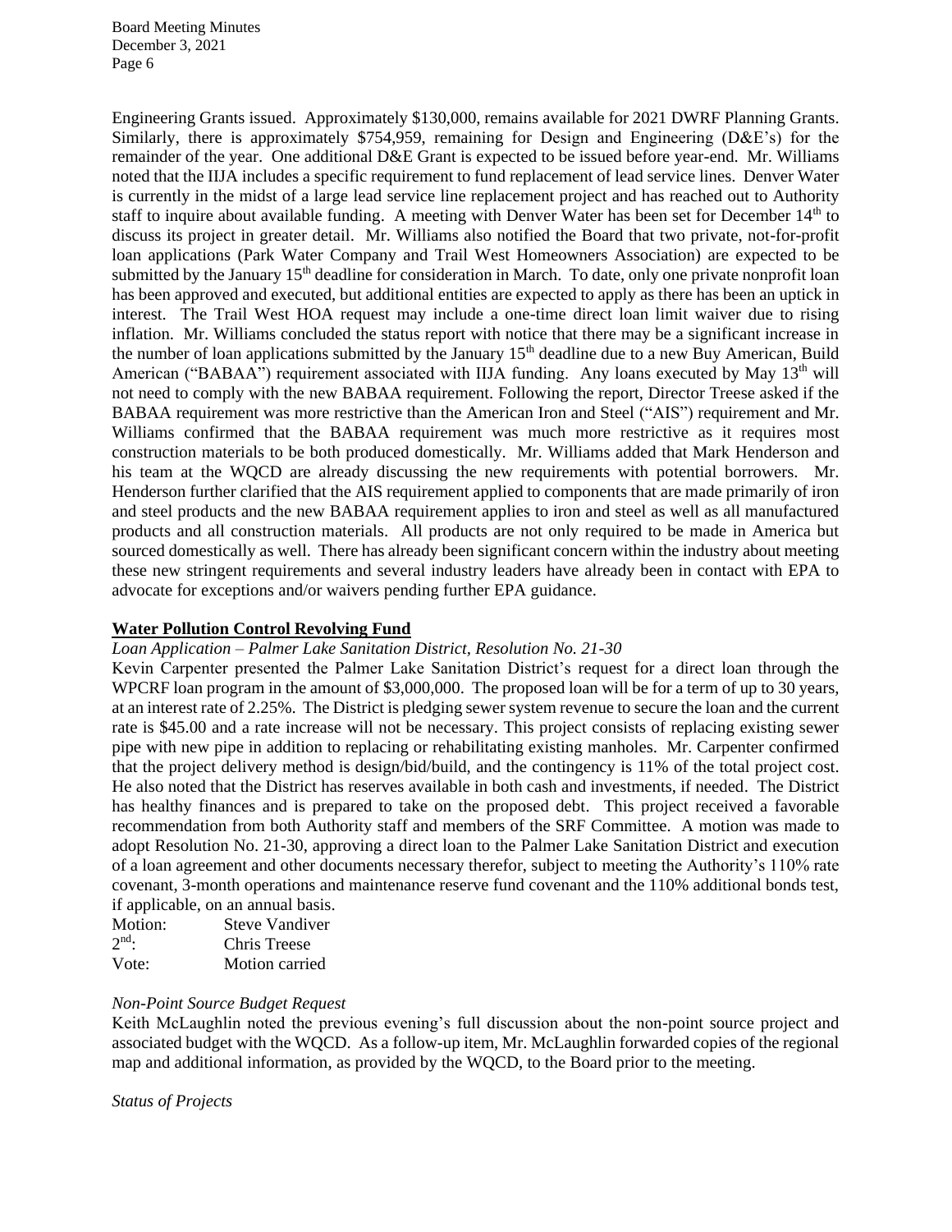Engineering Grants issued. Approximately $130,000, remains available for 2021 DWRF Planning Grants. Similarly, there is approximately $754,959, remaining for Design and Engineering (D&E's) for the remainder of the year. One additional D&E Grant is expected to be issued before year-end. Mr. Williams noted that the IIJA includes a specific requirement to fund replacement of lead service lines. Denver Water is currently in the midst of a large lead service line replacement project and has reached out to Authority staff to inquire about available funding. A meeting with Denver Water has been set for December 14th to discuss its project in greater detail. Mr. Williams also notified the Board that two private, not-for-profit loan applications (Park Water Company and Trail West Homeowners Association) are expected to be submitted by the January 15th deadline for consideration in March. To date, only one private nonprofit loan has been approved and executed, but additional entities are expected to apply as there has been an uptick in interest. The Trail West HOA request may include a one-time direct loan limit waiver due to rising inflation. Mr. Williams concluded the status report with notice that there may be a significant increase in the number of loan applications submitted by the January 15th deadline due to a new Buy American, Build American ("BABAA") requirement associated with IIJA funding. Any loans executed by May 13th will not need to comply with the new BABAA requirement. Following the report, Director Treese asked if the BABAA requirement was more restrictive than the American Iron and Steel ("AIS") requirement and Mr. Williams confirmed that the BABAA requirement was much more restrictive as it requires most construction materials to be both produced domestically. Mr. Williams added that Mark Henderson and his team at the WQCD are already discussing the new requirements with potential borrowers. Mr. Henderson further clarified that the AIS requirement applied to components that are made primarily of iron and steel products and the new BABAA requirement applies to iron and steel as well as all manufactured products and all construction materials. All products are not only required to be made in America but sourced domestically as well. There has already been significant concern within the industry about meeting these new stringent requirements and several industry leaders have already been in contact with EPA to advocate for exceptions and/or waivers pending further EPA guidance.

**Water Pollution Control Revolving Fund**

*Loan Application – Palmer Lake Sanitation District, Resolution No. 21-30*

Kevin Carpenter presented the Palmer Lake Sanitation District's request for a direct loan through the WPCRF loan program in the amount of $3,000,000. The proposed loan will be for a term of up to 30 years, at an interest rate of 2.25%. The District is pledging sewer system revenue to secure the loan and the current rate is $45.00 and a rate increase will not be necessary. This project consists of replacing existing sewer pipe with new pipe in addition to replacing or rehabilitating existing manholes. Mr. Carpenter confirmed that the project delivery method is design/bid/build, and the contingency is 11% of the total project cost. He also noted that the District has reserves available in both cash and investments, if needed. The District has healthy finances and is prepared to take on the proposed debt. This project received a favorable recommendation from both Authority staff and members of the SRF Committee. A motion was made to adopt Resolution No. 21-30, approving a direct loan to the Palmer Lake Sanitation District and execution of a loan agreement and other documents necessary therefor, subject to meeting the Authority's 110% rate covenant, 3-month operations and maintenance reserve fund covenant and the 110% additional bonds test, if applicable, on an annual basis.

Motion: Steve Vandiver
2nd: Chris Treese
Vote: Motion carried

*Non-Point Source Budget Request*

Keith McLaughlin noted the previous evening's full discussion about the non-point source project and associated budget with the WQCD. As a follow-up item, Mr. McLaughlin forwarded copies of the regional map and additional information, as provided by the WQCD, to the Board prior to the meeting.

*Status of Projects*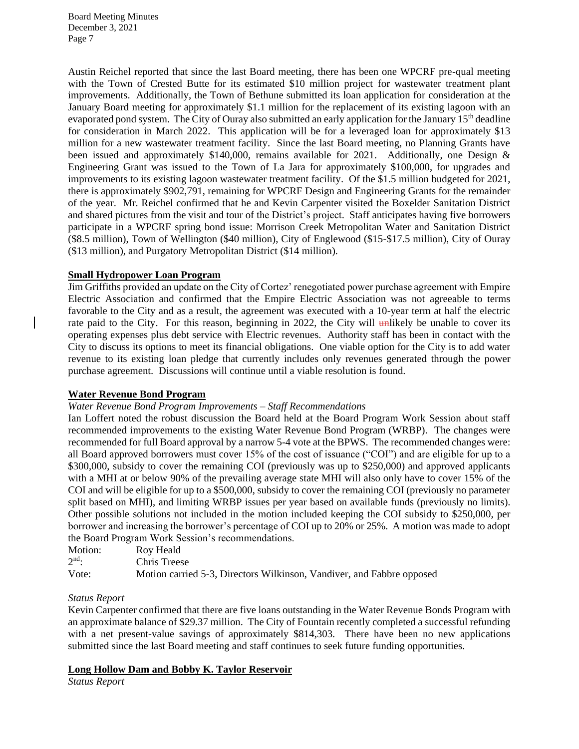Austin Reichel reported that since the last Board meeting, there has been one WPCRF pre-qual meeting with the Town of Crested Butte for its estimated \$10 million project for wastewater treatment plant improvements. Additionally, the Town of Bethune submitted its loan application for consideration at the January Board meeting for approximately \$1.1 million for the replacement of its existing lagoon with an evaporated pond system. The City of Ouray also submitted an early application for the January 15th deadline for consideration in March 2022. This application will be for a leveraged loan for approximately \$13 million for a new wastewater treatment facility. Since the last Board meeting, no Planning Grants have been issued and approximately \$140,000, remains available for 2021. Additionally, one Design & Engineering Grant was issued to the Town of La Jara for approximately \$100,000, for upgrades and improvements to its existing lagoon wastewater treatment facility. Of the \$1.5 million budgeted for 2021, there is approximately \$902,791, remaining for WPCRF Design and Engineering Grants for the remainder of the year. Mr. Reichel confirmed that he and Kevin Carpenter visited the Boxelder Sanitation District and shared pictures from the visit and tour of the District's project. Staff anticipates having five borrowers participate in a WPCRF spring bond issue: Morrison Creek Metropolitan Water and Sanitation District (\$8.5 million), Town of Wellington (\$40 million), City of Englewood (\$15-\$17.5 million), City of Ouray (\$13 million), and Purgatory Metropolitan District (\$14 million).

## Small Hydropower Loan Program

Jim Griffiths provided an update on the City of Cortez' renegotiated power purchase agreement with Empire Electric Association and confirmed that the Empire Electric Association was not agreeable to terms favorable to the City and as a result, the agreement was executed with a 10-year term at half the electric rate paid to the City. For this reason, beginning in 2022, the City will ~~un~~likely be unable to cover its operating expenses plus debt service with Electric revenues. Authority staff has been in contact with the City to discuss its options to meet its financial obligations. One viable option for the City is to add water revenue to its existing loan pledge that currently includes only revenues generated through the power purchase agreement. Discussions will continue until a viable resolution is found.

## Water Revenue Bond Program

*Water Revenue Bond Program Improvements – Staff Recommendations*

Ian Loffert noted the robust discussion the Board held at the Board Program Work Session about staff recommended improvements to the existing Water Revenue Bond Program (WRBP). The changes were recommended for full Board approval by a narrow 5-4 vote at the BPWS. The recommended changes were: all Board approved borrowers must cover 15% of the cost of issuance ("COI") and are eligible for up to a \$300,000, subsidy to cover the remaining COI (previously was up to \$250,000) and approved applicants with a MHI at or below 90% of the prevailing average state MHI will also only have to cover 15% of the COI and will be eligible for up to a \$500,000, subsidy to cover the remaining COI (previously no parameter split based on MHI), and limiting WRBP issues per year based on available funds (previously no limits). Other possible solutions not included in the motion included keeping the COI subsidy to \$250,000, per borrower and increasing the borrower's percentage of COI up to 20% or 25%. A motion was made to adopt the Board Program Work Session's recommendations.

| | |
|---|---|
| Motion: | Roy Heald |
| 2nd: | Chris Treese |
| Vote: | Motion carried 5-3, Directors Wilkinson, Vandiver, and Fabbre opposed |

*Status Report*

Kevin Carpenter confirmed that there are five loans outstanding in the Water Revenue Bonds Program with an approximate balance of \$29.37 million. The City of Fountain recently completed a successful refunding with a net present-value savings of approximately \$814,303. There have been no new applications submitted since the last Board meeting and staff continues to seek future funding opportunities.

## Long Hollow Dam and Bobby K. Taylor Reservoir

*Status Report*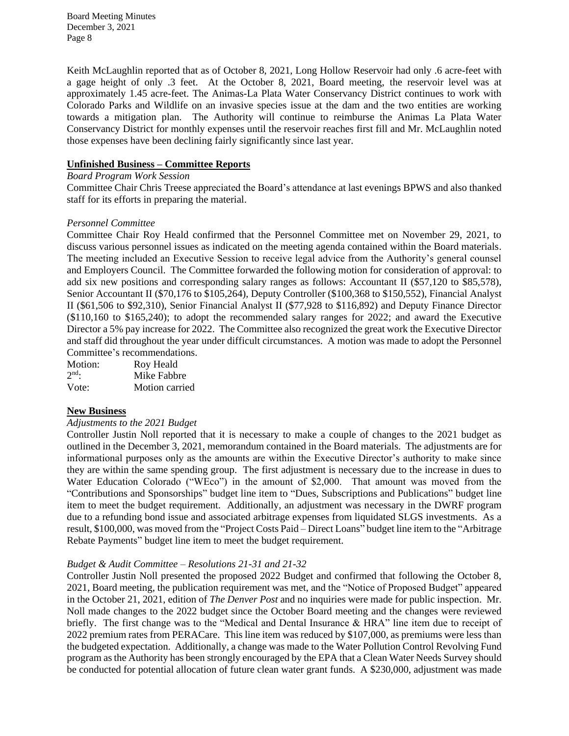Keith McLaughlin reported that as of October 8, 2021, Long Hollow Reservoir had only .6 acre-feet with a gage height of only .3 feet. At the October 8, 2021, Board meeting, the reservoir level was at approximately 1.45 acre-feet. The Animas-La Plata Water Conservancy District continues to work with Colorado Parks and Wildlife on an invasive species issue at the dam and the two entities are working towards a mitigation plan. The Authority will continue to reimburse the Animas La Plata Water Conservancy District for monthly expenses until the reservoir reaches first fill and Mr. McLaughlin noted those expenses have been declining fairly significantly since last year.

## Unfinished Business – Committee Reports

*Board Program Work Session*

Committee Chair Chris Treese appreciated the Board's attendance at last evenings BPWS and also thanked staff for its efforts in preparing the material.

*Personnel Committee*

Committee Chair Roy Heald confirmed that the Personnel Committee met on November 29, 2021, to discuss various personnel issues as indicated on the meeting agenda contained within the Board materials. The meeting included an Executive Session to receive legal advice from the Authority's general counsel and Employers Council. The Committee forwarded the following motion for consideration of approval: to add six new positions and corresponding salary ranges as follows: Accountant II ($57,120 to $85,578), Senior Accountant II ($70,176 to $105,264), Deputy Controller ($100,368 to $150,552), Financial Analyst II ($61,506 to $92,310), Senior Financial Analyst II ($77,928 to $116,892) and Deputy Finance Director ($110,160 to $165,240); to adopt the recommended salary ranges for 2022; and award the Executive Director a 5% pay increase for 2022. The Committee also recognized the great work the Executive Director and staff did throughout the year under difficult circumstances. A motion was made to adopt the Personnel Committee's recommendations.

Motion: Roy Heald
2nd: Mike Fabbre
Vote: Motion carried

## New Business

*Adjustments to the 2021 Budget*

Controller Justin Noll reported that it is necessary to make a couple of changes to the 2021 budget as outlined in the December 3, 2021, memorandum contained in the Board materials. The adjustments are for informational purposes only as the amounts are within the Executive Director's authority to make since they are within the same spending group. The first adjustment is necessary due to the increase in dues to Water Education Colorado ("WEco") in the amount of $2,000. That amount was moved from the "Contributions and Sponsorships" budget line item to "Dues, Subscriptions and Publications" budget line item to meet the budget requirement. Additionally, an adjustment was necessary in the DWRF program due to a refunding bond issue and associated arbitrage expenses from liquidated SLGS investments. As a result, $100,000, was moved from the "Project Costs Paid – Direct Loans" budget line item to the "Arbitrage Rebate Payments" budget line item to meet the budget requirement.

*Budget & Audit Committee – Resolutions 21-31 and 21-32*

Controller Justin Noll presented the proposed 2022 Budget and confirmed that following the October 8, 2021, Board meeting, the publication requirement was met, and the "Notice of Proposed Budget" appeared in the October 21, 2021, edition of *The Denver Post* and no inquiries were made for public inspection. Mr. Noll made changes to the 2022 budget since the October Board meeting and the changes were reviewed briefly. The first change was to the "Medical and Dental Insurance & HRA" line item due to receipt of 2022 premium rates from PERACare. This line item was reduced by $107,000, as premiums were less than the budgeted expectation. Additionally, a change was made to the Water Pollution Control Revolving Fund program as the Authority has been strongly encouraged by the EPA that a Clean Water Needs Survey should be conducted for potential allocation of future clean water grant funds. A $230,000, adjustment was made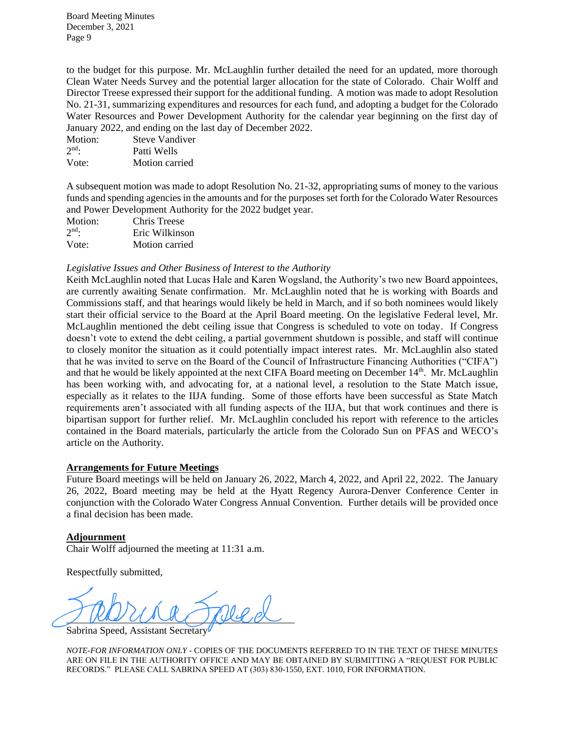to the budget for this purpose. Mr. McLaughlin further detailed the need for an updated, more thorough Clean Water Needs Survey and the potential larger allocation for the state of Colorado. Chair Wolff and Director Treese expressed their support for the additional funding. A motion was made to adopt Resolution No. 21-31, summarizing expenditures and resources for each fund, and adopting a budget for the Colorado Water Resources and Power Development Authority for the calendar year beginning on the first day of January 2022, and ending on the last day of December 2022.

Motion: Steve Vandiver
2nd: Patti Wells
Vote: Motion carried

A subsequent motion was made to adopt Resolution No. 21-32, appropriating sums of money to the various funds and spending agencies in the amounts and for the purposes set forth for the Colorado Water Resources and Power Development Authority for the 2022 budget year.

Motion: Chris Treese
2nd: Eric Wilkinson
Vote: Motion carried

*Legislative Issues and Other Business of Interest to the Authority*

Keith McLaughlin noted that Lucas Hale and Karen Wogsland, the Authority's two new Board appointees, are currently awaiting Senate confirmation. Mr. McLaughlin noted that he is working with Boards and Commissions staff, and that hearings would likely be held in March, and if so both nominees would likely start their official service to the Board at the April Board meeting. On the legislative Federal level, Mr. McLaughlin mentioned the debt ceiling issue that Congress is scheduled to vote on today. If Congress doesn't vote to extend the debt ceiling, a partial government shutdown is possible, and staff will continue to closely monitor the situation as it could potentially impact interest rates. Mr. McLaughlin also stated that he was invited to serve on the Board of the Council of Infrastructure Financing Authorities ("CIFA") and that he would be likely appointed at the next CIFA Board meeting on December 14th. Mr. McLaughlin has been working with, and advocating for, at a national level, a resolution to the State Match issue, especially as it relates to the IIJA funding. Some of those efforts have been successful as State Match requirements aren't associated with all funding aspects of the IIJA, but that work continues and there is bipartisan support for further relief. Mr. McLaughlin concluded his report with reference to the articles contained in the Board materials, particularly the article from the Colorado Sun on PFAS and WECO's article on the Authority.

**Arrangements for Future Meetings**

Future Board meetings will be held on January 26, 2022, March 4, 2022, and April 22, 2022. The January 26, 2022, Board meeting may be held at the Hyatt Regency Aurora-Denver Conference Center in conjunction with the Colorado Water Congress Annual Convention. Further details will be provided once a final decision has been made.

**Adjournment**

Chair Wolff adjourned the meeting at 11:31 a.m.

Respectfully submitted,

Sabrina Speed

Sabrina Speed, Assistant Secretary

*NOTE-FOR INFORMATION ONLY* - COPIES OF THE DOCUMENTS REFERRED TO IN THE TEXT OF THESE MINUTES ARE ON FILE IN THE AUTHORITY OFFICE AND MAY BE OBTAINED BY SUBMITTING A "REQUEST FOR PUBLIC RECORDS." PLEASE CALL SABRINA SPEED AT (303) 830-1550, EXT. 1010, FOR INFORMATION.